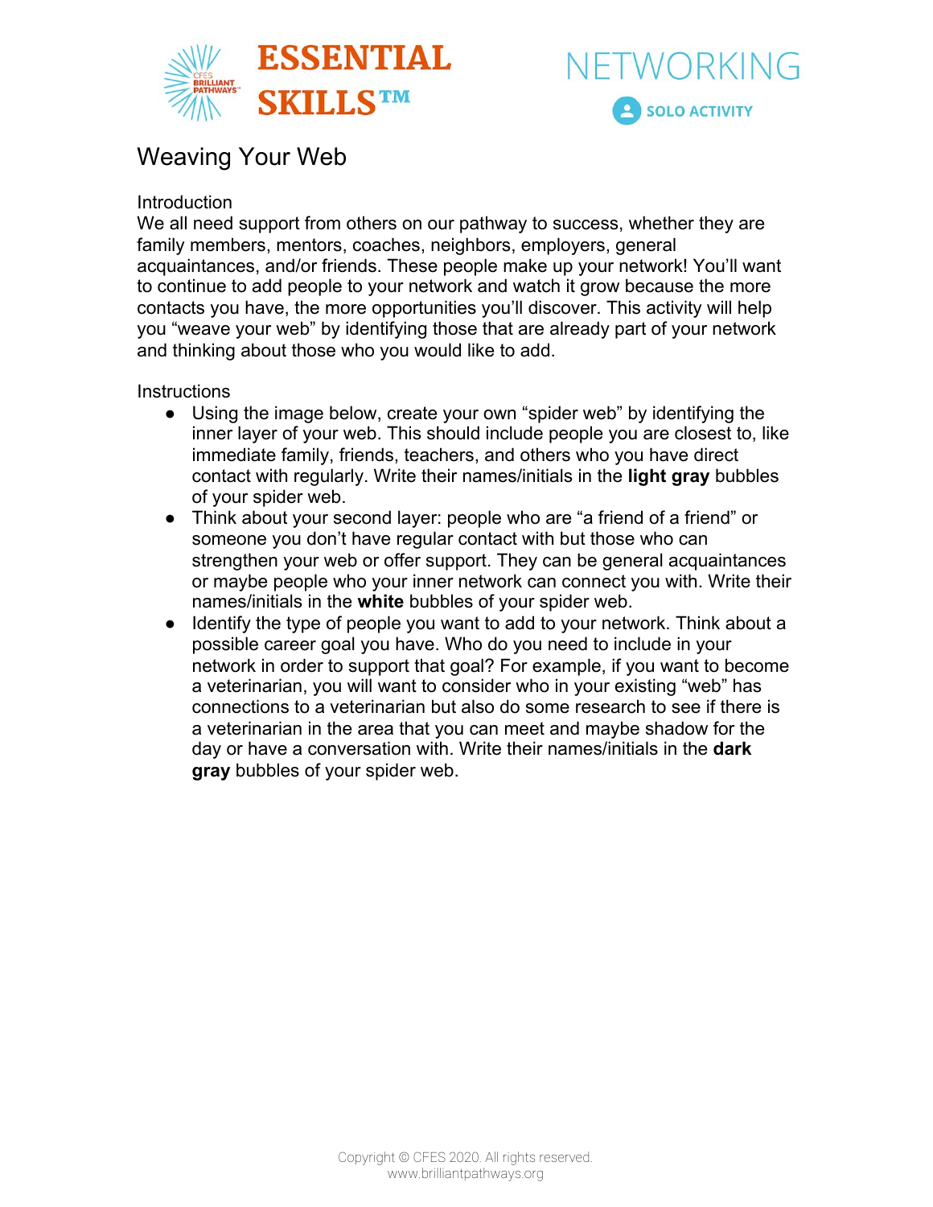# ESSENTIAL SKILLS™

# NETWORKING

SOLO ACTIVITY

## Weaving Your Web

Introduction

We all need support from others on our pathway to success, whether they are family members, mentors, coaches, neighbors, employers, general acquaintances, and/or friends. These people make up your network! You'll want to continue to add people to your network and watch it grow because the more contacts you have, the more opportunities you'll discover. This activity will help you "weave your web" by identifying those that are already part of your network and thinking about those who you would like to add.

Instructions

- Using the image below, create your own "spider web" by identifying the inner layer of your web. This should include people you are closest to, like immediate family, friends, teachers, and others who you have direct contact with regularly. Write their names/initials in the **light gray** bubbles of your spider web.
- Think about your second layer: people who are "a friend of a friend" or someone you don't have regular contact with but those who can strengthen your web or offer support. They can be general acquaintances or maybe people who your inner network can connect you with. Write their names/initials in the **white** bubbles of your spider web.
- Identify the type of people you want to add to your network. Think about a possible career goal you have. Who do you need to include in your network in order to support that goal? For example, if you want to become a veterinarian, you will want to consider who in your existing "web" has connections to a veterinarian but also do some research to see if there is a veterinarian in the area that you can meet and maybe shadow for the day or have a conversation with. Write their names/initials in the **dark gray** bubbles of your spider web.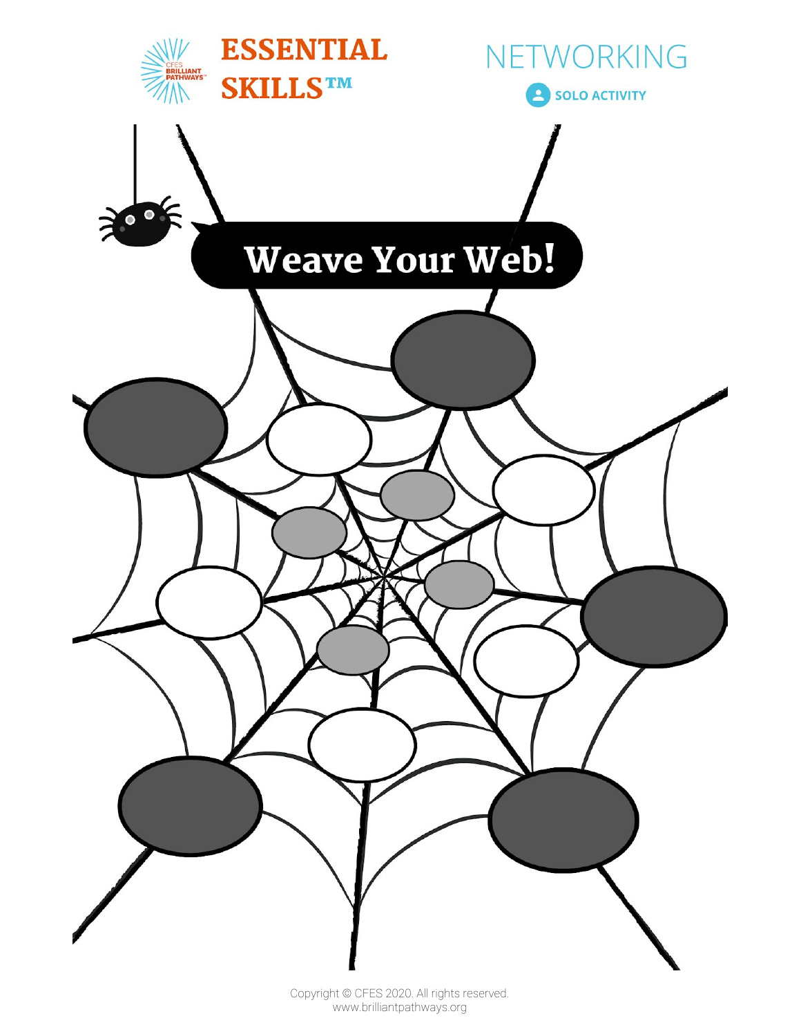ESSENTIAL SKILLS™

NETWORKING

SOLO ACTIVITY

# Weave Your Web!

Copyright © CFES 2020. All rights reserved.
www.brilliantpathways.org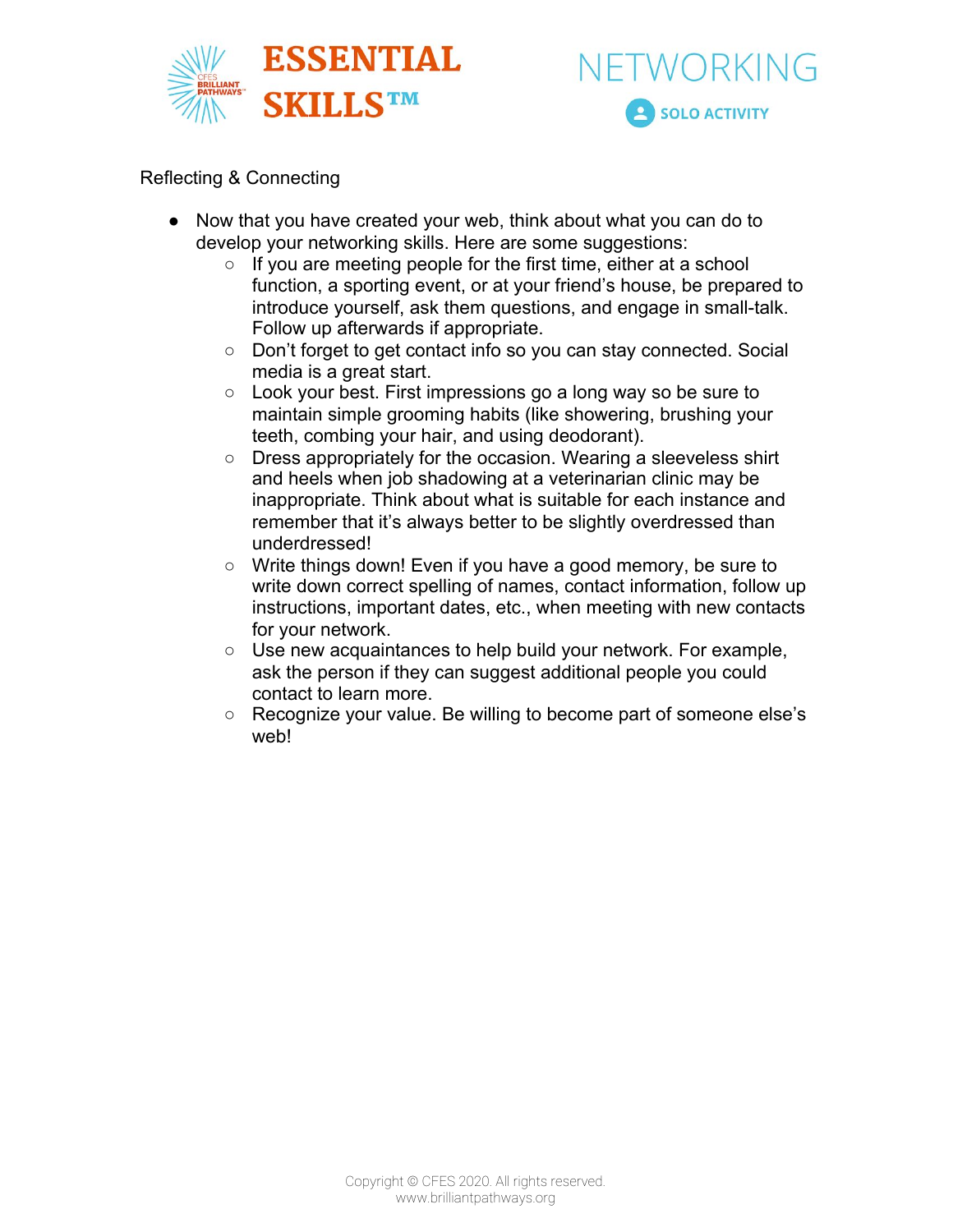# ESSENTIAL SKILLS™

# NETWORKING

SOLO ACTIVITY

Reflecting & Connecting

- Now that you have created your web, think about what you can do to develop your networking skills. Here are some suggestions:
  - If you are meeting people for the first time, either at a school function, a sporting event, or at your friend's house, be prepared to introduce yourself, ask them questions, and engage in small-talk. Follow up afterwards if appropriate.
  - Don't forget to get contact info so you can stay connected. Social media is a great start.
  - Look your best. First impressions go a long way so be sure to maintain simple grooming habits (like showering, brushing your teeth, combing your hair, and using deodorant).
  - Dress appropriately for the occasion. Wearing a sleeveless shirt and heels when job shadowing at a veterinarian clinic may be inappropriate. Think about what is suitable for each instance and remember that it's always better to be slightly overdressed than underdressed!
  - Write things down! Even if you have a good memory, be sure to write down correct spelling of names, contact information, follow up instructions, important dates, etc., when meeting with new contacts for your network.
  - Use new acquaintances to help build your network. For example, ask the person if they can suggest additional people you could contact to learn more.
  - Recognize your value. Be willing to become part of someone else's web!

Copyright © CFES 2020. All rights reserved.
www.brilliantpathways.org